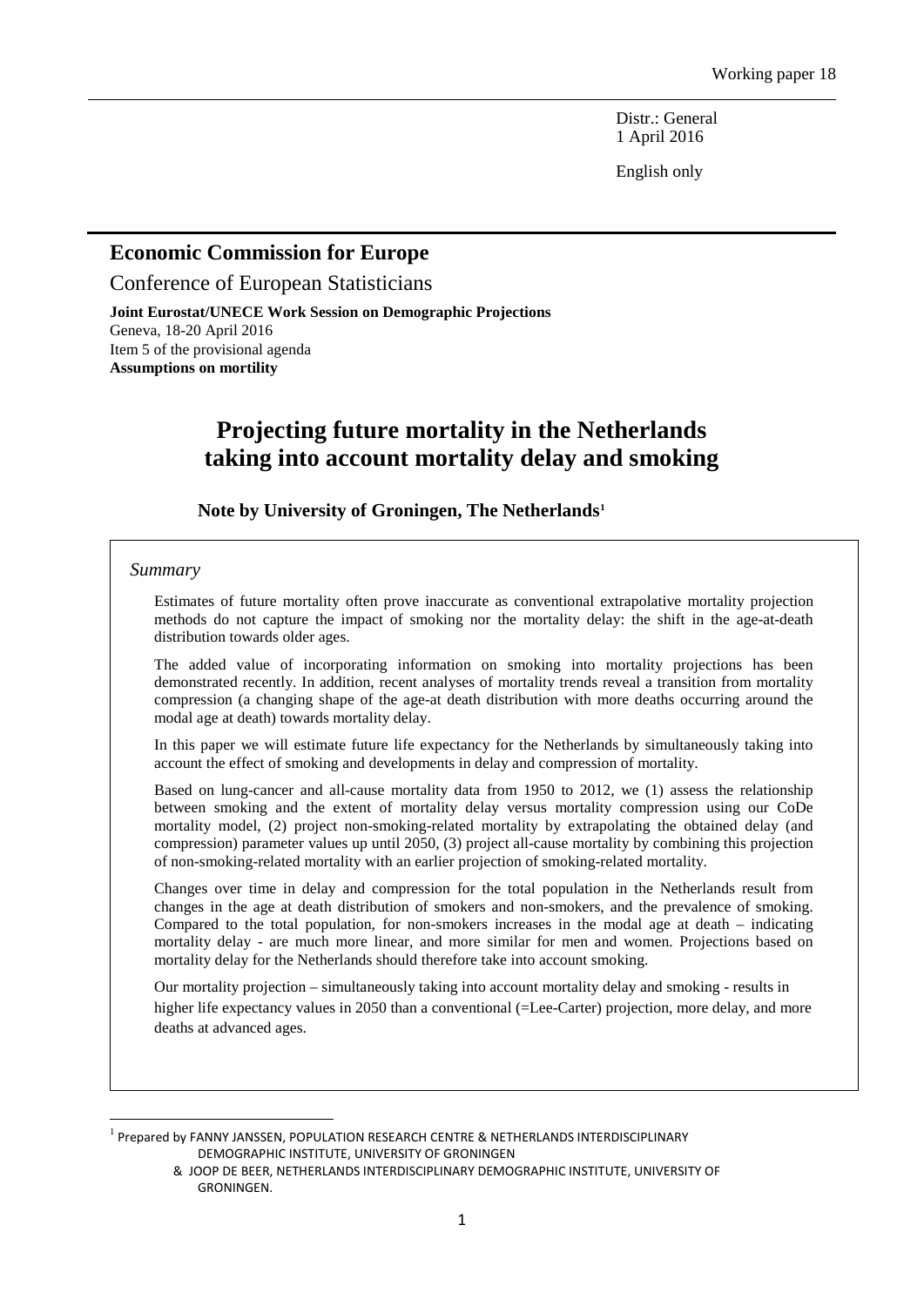Working paper 18

Distr.: General
1 April 2016

English only

## Economic Commission for Europe

Conference of European Statisticians

**Joint Eurostat/UNECE Work Session on Demographic Projections**
Geneva, 18-20 April 2016
Item 5 of the provisional agenda
**Assumptions on mortility**

# Projecting future mortality in the Netherlands taking into account mortality delay and smoking

### Note by University of Groningen, The Netherlands[1]

*Summary*

Estimates of future mortality often prove inaccurate as conventional extrapolative mortality projection methods do not capture the impact of smoking nor the mortality delay: the shift in the age-at-death distribution towards older ages.

The added value of incorporating information on smoking into mortality projections has been demonstrated recently. In addition, recent analyses of mortality trends reveal a transition from mortality compression (a changing shape of the age-at death distribution with more deaths occurring around the modal age at death) towards mortality delay.

In this paper we will estimate future life expectancy for the Netherlands by simultaneously taking into account the effect of smoking and developments in delay and compression of mortality.

Based on lung-cancer and all-cause mortality data from 1950 to 2012, we (1) assess the relationship between smoking and the extent of mortality delay versus mortality compression using our CoDe mortality model, (2) project non-smoking-related mortality by extrapolating the obtained delay (and compression) parameter values up until 2050, (3) project all-cause mortality by combining this projection of non-smoking-related mortality with an earlier projection of smoking-related mortality.

Changes over time in delay and compression for the total population in the Netherlands result from changes in the age at death distribution of smokers and non-smokers, and the prevalence of smoking. Compared to the total population, for non-smokers increases in the modal age at death – indicating mortality delay - are much more linear, and more similar for men and women. Projections based on mortality delay for the Netherlands should therefore take into account smoking.

Our mortality projection – simultaneously taking into account mortality delay and smoking - results in higher life expectancy values in 2050 than a conventional (=Lee-Carter) projection, more delay, and more deaths at advanced ages.

---

[1] Prepared by FANNY JANSSEN, POPULATION RESEARCH CENTRE & NETHERLANDS INTERDISCIPLINARY DEMOGRAPHIC INSTITUTE, UNIVERSITY OF GRONINGEN
& JOOP DE BEER, NETHERLANDS INTERDISCIPLINARY DEMOGRAPHIC INSTITUTE, UNIVERSITY OF GRONINGEN.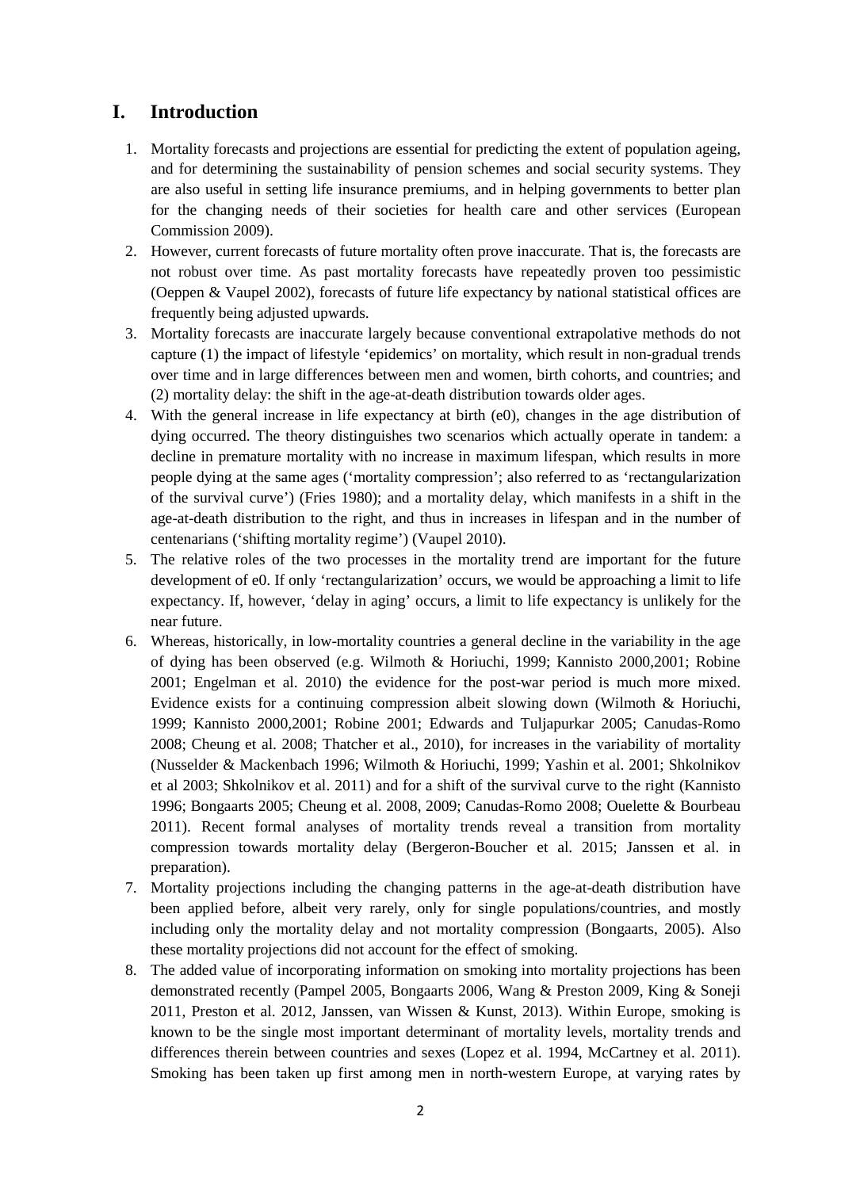# I. Introduction

1. Mortality forecasts and projections are essential for predicting the extent of population ageing, and for determining the sustainability of pension schemes and social security systems. They are also useful in setting life insurance premiums, and in helping governments to better plan for the changing needs of their societies for health care and other services (European Commission 2009).
2. However, current forecasts of future mortality often prove inaccurate. That is, the forecasts are not robust over time. As past mortality forecasts have repeatedly proven too pessimistic (Oeppen & Vaupel 2002), forecasts of future life expectancy by national statistical offices are frequently being adjusted upwards.
3. Mortality forecasts are inaccurate largely because conventional extrapolative methods do not capture (1) the impact of lifestyle 'epidemics' on mortality, which result in non-gradual trends over time and in large differences between men and women, birth cohorts, and countries; and (2) mortality delay: the shift in the age-at-death distribution towards older ages.
4. With the general increase in life expectancy at birth (e0), changes in the age distribution of dying occurred. The theory distinguishes two scenarios which actually operate in tandem: a decline in premature mortality with no increase in maximum lifespan, which results in more people dying at the same ages ('mortality compression'; also referred to as 'rectangularization of the survival curve') (Fries 1980); and a mortality delay, which manifests in a shift in the age-at-death distribution to the right, and thus in increases in lifespan and in the number of centenarians ('shifting mortality regime') (Vaupel 2010).
5. The relative roles of the two processes in the mortality trend are important for the future development of e0. If only 'rectangularization' occurs, we would be approaching a limit to life expectancy. If, however, 'delay in aging' occurs, a limit to life expectancy is unlikely for the near future.
6. Whereas, historically, in low-mortality countries a general decline in the variability in the age of dying has been observed (e.g. Wilmoth & Horiuchi, 1999; Kannisto 2000,2001; Robine 2001; Engelman et al. 2010) the evidence for the post-war period is much more mixed. Evidence exists for a continuing compression albeit slowing down (Wilmoth & Horiuchi, 1999; Kannisto 2000,2001; Robine 2001; Edwards and Tuljapurkar 2005; Canudas-Romo 2008; Cheung et al. 2008; Thatcher et al., 2010), for increases in the variability of mortality (Nusselder & Mackenbach 1996; Wilmoth & Horiuchi, 1999; Yashin et al. 2001; Shkolnikov et al 2003; Shkolnikov et al. 2011) and for a shift of the survival curve to the right (Kannisto 1996; Bongaarts 2005; Cheung et al. 2008, 2009; Canudas-Romo 2008; Ouelette & Bourbeau 2011). Recent formal analyses of mortality trends reveal a transition from mortality compression towards mortality delay (Bergeron-Boucher et al. 2015; Janssen et al. in preparation).
7. Mortality projections including the changing patterns in the age-at-death distribution have been applied before, albeit very rarely, only for single populations/countries, and mostly including only the mortality delay and not mortality compression (Bongaarts, 2005). Also these mortality projections did not account for the effect of smoking.
8. The added value of incorporating information on smoking into mortality projections has been demonstrated recently (Pampel 2005, Bongaarts 2006, Wang & Preston 2009, King & Soneji 2011, Preston et al. 2012, Janssen, van Wissen & Kunst, 2013). Within Europe, smoking is known to be the single most important determinant of mortality levels, mortality trends and differences therein between countries and sexes (Lopez et al. 1994, McCartney et al. 2011). Smoking has been taken up first among men in north-western Europe, at varying rates by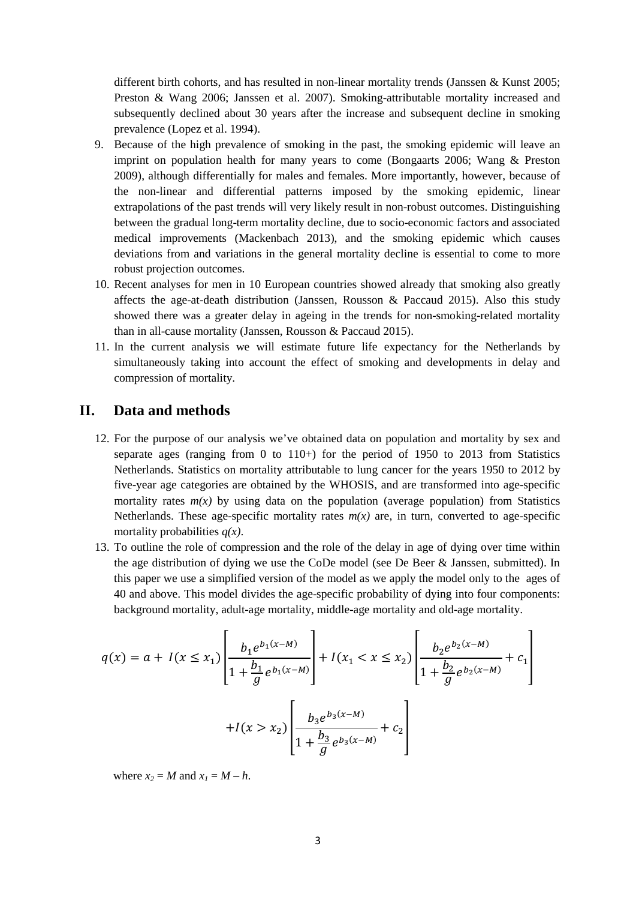different birth cohorts, and has resulted in non-linear mortality trends (Janssen & Kunst 2005; Preston & Wang 2006; Janssen et al. 2007). Smoking-attributable mortality increased and subsequently declined about 30 years after the increase and subsequent decline in smoking prevalence (Lopez et al. 1994).

9. Because of the high prevalence of smoking in the past, the smoking epidemic will leave an imprint on population health for many years to come (Bongaarts 2006; Wang & Preston 2009), although differentially for males and females. More importantly, however, because of the non-linear and differential patterns imposed by the smoking epidemic, linear extrapolations of the past trends will very likely result in non-robust outcomes. Distinguishing between the gradual long-term mortality decline, due to socio-economic factors and associated medical improvements (Mackenbach 2013), and the smoking epidemic which causes deviations from and variations in the general mortality decline is essential to come to more robust projection outcomes.
10. Recent analyses for men in 10 European countries showed already that smoking also greatly affects the age-at-death distribution (Janssen, Rousson & Paccaud 2015). Also this study showed there was a greater delay in ageing in the trends for non-smoking-related mortality than in all-cause mortality (Janssen, Rousson & Paccaud 2015).
11. In the current analysis we will estimate future life expectancy for the Netherlands by simultaneously taking into account the effect of smoking and developments in delay and compression of mortality.

## II. Data and methods

12. For the purpose of our analysis we've obtained data on population and mortality by sex and separate ages (ranging from 0 to 110+) for the period of 1950 to 2013 from Statistics Netherlands. Statistics on mortality attributable to lung cancer for the years 1950 to 2012 by five-year age categories are obtained by the WHOSIS, and are transformed into age-specific mortality rates $m(x)$ by using data on the population (average population) from Statistics Netherlands. These age-specific mortality rates $m(x)$ are, in turn, converted to age-specific mortality probabilities $q(x)$.
13. To outline the role of compression and the role of the delay in age of dying over time within the age distribution of dying we use the CoDe model (see De Beer & Janssen, submitted). In this paper we use a simplified version of the model as we apply the model only to the ages of 40 and above. This model divides the age-specific probability of dying into four components: background mortality, adult-age mortality, middle-age mortality and old-age mortality.

$$q(x) = a + I(x \leq x_1)\left[\frac{b_1 e^{b_1(x-M)}}{1+\frac{b_1}{g}e^{b_1(x-M)}}\right] + I(x_1 < x \leq x_2)\left[\frac{b_2 e^{b_2(x-M)}}{1+\frac{b_2}{g}e^{b_2(x-M)}} + c_1\right]$$

$$+I(x > x_2)\left[\frac{b_3 e^{b_3(x-M)}}{1+\frac{b_3}{g}e^{b_3(x-M)}} + c_2\right]$$

where $x_2 = M$ and $x_1 = M - h$.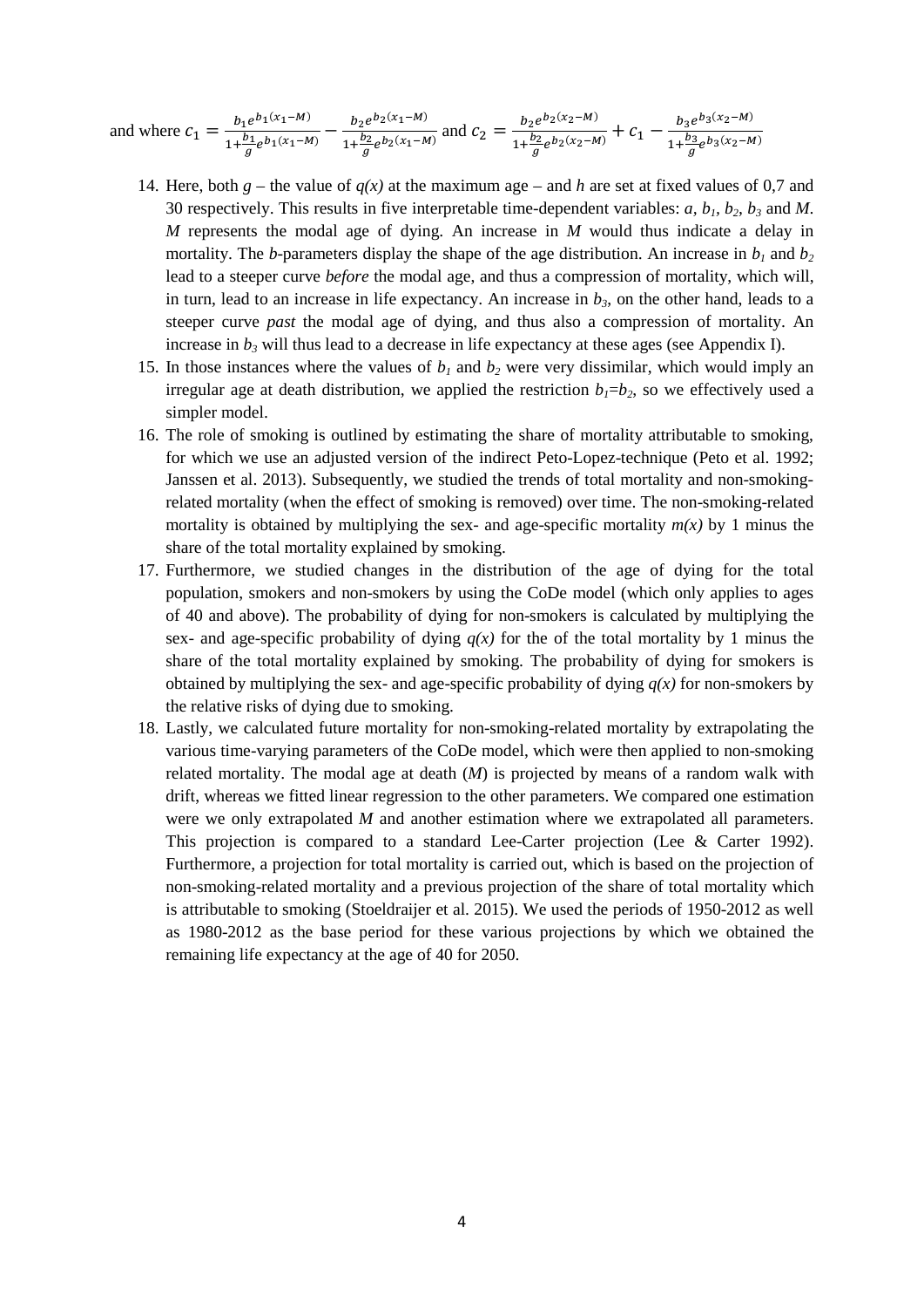and where $c_1 = \frac{b_1 e^{b_1(x_1-M)}}{1+\frac{b_1}{g}e^{b_1(x_1-M)}} - \frac{b_2 e^{b_2(x_1-M)}}{1+\frac{b_2}{g}e^{b_2(x_1-M)}}$ and $c_2 = \frac{b_2 e^{b_2(x_2-M)}}{1+\frac{b_2}{g}e^{b_2(x_2-M)}} + c_1 - \frac{b_3 e^{b_3(x_2-M)}}{1+\frac{b_3}{g}e^{b_3(x_2-M)}}$

14. Here, both $g$ – the value of $q(x)$ at the maximum age – and $h$ are set at fixed values of 0,7 and 30 respectively. This results in five interpretable time-dependent variables: $a$, $b_1$, $b_2$, $b_3$ and $M$. $M$ represents the modal age of dying. An increase in $M$ would thus indicate a delay in mortality. The $b$-parameters display the shape of the age distribution. An increase in $b_1$ and $b_2$ lead to a steeper curve *before* the modal age, and thus a compression of mortality, which will, in turn, lead to an increase in life expectancy. An increase in $b_3$, on the other hand, leads to a steeper curve *past* the modal age of dying, and thus also a compression of mortality. An increase in $b_3$ will thus lead to a decrease in life expectancy at these ages (see Appendix I).
15. In those instances where the values of $b_1$ and $b_2$ were very dissimilar, which would imply an irregular age at death distribution, we applied the restriction $b_1=b_2$, so we effectively used a simpler model.
16. The role of smoking is outlined by estimating the share of mortality attributable to smoking, for which we use an adjusted version of the indirect Peto-Lopez-technique (Peto et al. 1992; Janssen et al. 2013). Subsequently, we studied the trends of total mortality and non-smoking-related mortality (when the effect of smoking is removed) over time. The non-smoking-related mortality is obtained by multiplying the sex- and age-specific mortality $m(x)$ by 1 minus the share of the total mortality explained by smoking.
17. Furthermore, we studied changes in the distribution of the age of dying for the total population, smokers and non-smokers by using the CoDe model (which only applies to ages of 40 and above). The probability of dying for non-smokers is calculated by multiplying the sex- and age-specific probability of dying $q(x)$ for the of the total mortality by 1 minus the share of the total mortality explained by smoking. The probability of dying for smokers is obtained by multiplying the sex- and age-specific probability of dying $q(x)$ for non-smokers by the relative risks of dying due to smoking.
18. Lastly, we calculated future mortality for non-smoking-related mortality by extrapolating the various time-varying parameters of the CoDe model, which were then applied to non-smoking related mortality. The modal age at death ($M$) is projected by means of a random walk with drift, whereas we fitted linear regression to the other parameters. We compared one estimation were we only extrapolated $M$ and another estimation where we extrapolated all parameters. This projection is compared to a standard Lee-Carter projection (Lee & Carter 1992). Furthermore, a projection for total mortality is carried out, which is based on the projection of non-smoking-related mortality and a previous projection of the share of total mortality which is attributable to smoking (Stoeldraijer et al. 2015). We used the periods of 1950-2012 as well as 1980-2012 as the base period for these various projections by which we obtained the remaining life expectancy at the age of 40 for 2050.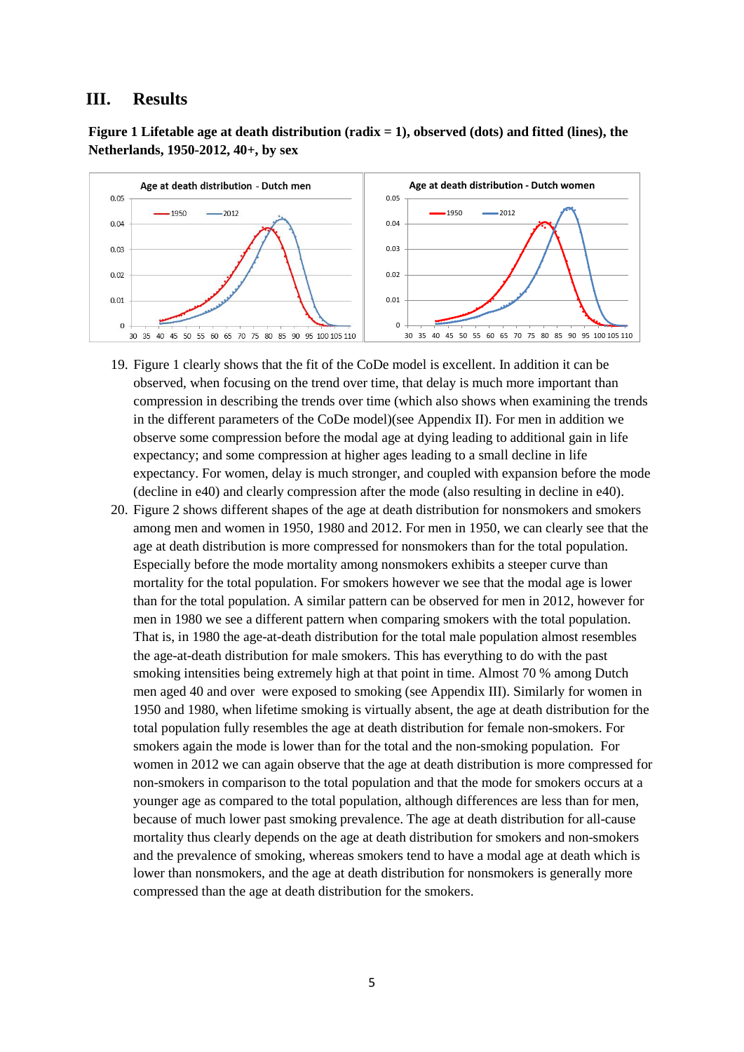## III. Results

**Figure 1 Lifetable age at death distribution (radix = 1), observed (dots) and fitted (lines), the Netherlands, 1950-2012, 40+, by sex**

19. Figure 1 clearly shows that the fit of the CoDe model is excellent. In addition it can be observed, when focusing on the trend over time, that delay is much more important than compression in describing the trends over time (which also shows when examining the trends in the different parameters of the CoDe model)(see Appendix II). For men in addition we observe some compression before the modal age at dying leading to additional gain in life expectancy; and some compression at higher ages leading to a small decline in life expectancy. For women, delay is much stronger, and coupled with expansion before the mode (decline in e40) and clearly compression after the mode (also resulting in decline in e40).
20. Figure 2 shows different shapes of the age at death distribution for nonsmokers and smokers among men and women in 1950, 1980 and 2012. For men in 1950, we can clearly see that the age at death distribution is more compressed for nonsmokers than for the total population. Especially before the mode mortality among nonsmokers exhibits a steeper curve than mortality for the total population. For smokers however we see that the modal age is lower than for the total population. A similar pattern can be observed for men in 2012, however for men in 1980 we see a different pattern when comparing smokers with the total population. That is, in 1980 the age-at-death distribution for the total male population almost resembles the age-at-death distribution for male smokers. This has everything to do with the past smoking intensities being extremely high at that point in time. Almost 70 % among Dutch men aged 40 and over were exposed to smoking (see Appendix III). Similarly for women in 1950 and 1980, when lifetime smoking is virtually absent, the age at death distribution for the total population fully resembles the age at death distribution for female non-smokers. For smokers again the mode is lower than for the total and the non-smoking population. For women in 2012 we can again observe that the age at death distribution is more compressed for non-smokers in comparison to the total population and that the mode for smokers occurs at a younger age as compared to the total population, although differences are less than for men, because of much lower past smoking prevalence. The age at death distribution for all-cause mortality thus clearly depends on the age at death distribution for smokers and non-smokers and the prevalence of smoking, whereas smokers tend to have a modal age at death which is lower than nonsmokers, and the age at death distribution for nonsmokers is generally more compressed than the age at death distribution for the smokers.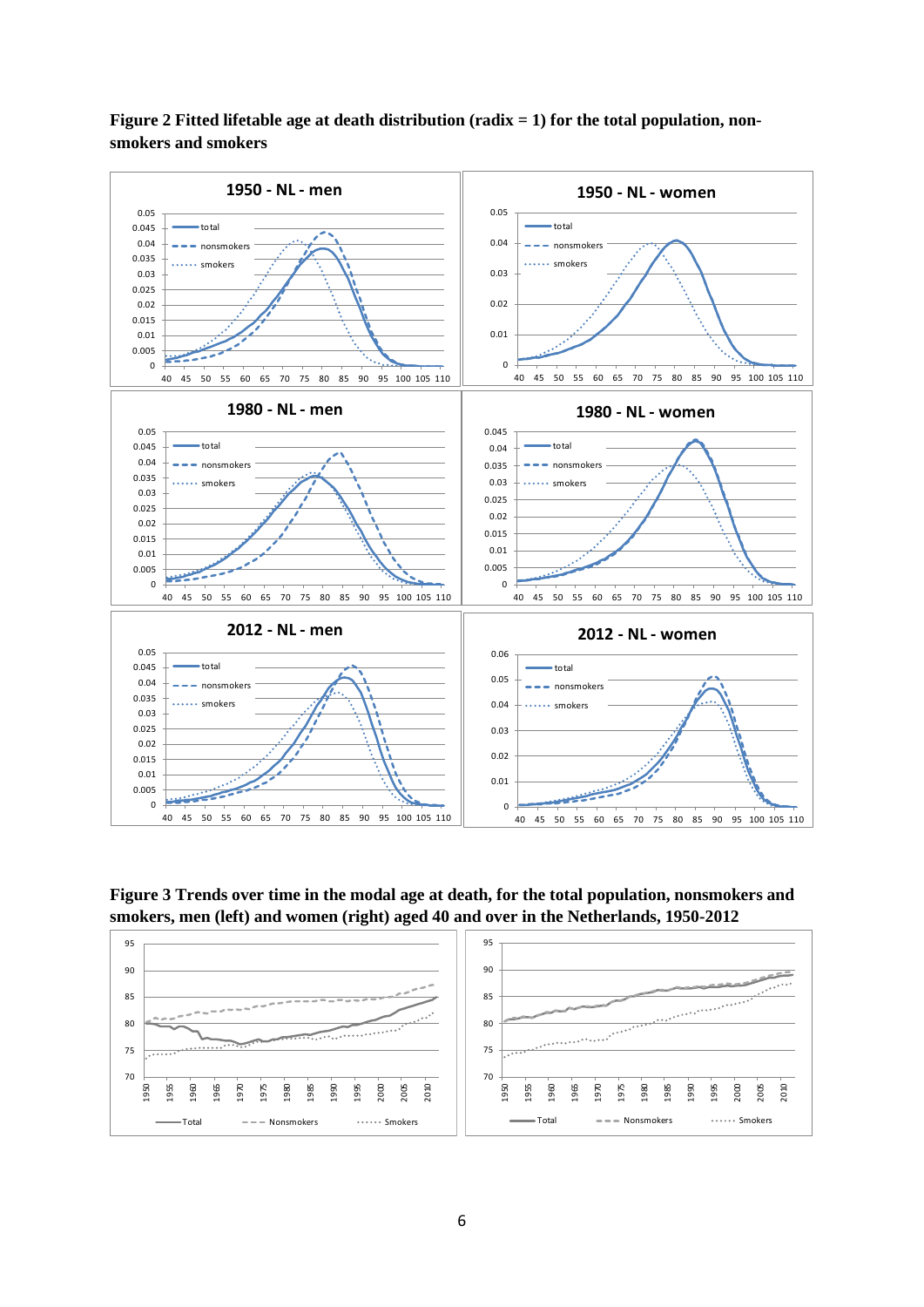**Figure 2 Fitted lifetable age at death distribution (radix = 1) for the total population, non-smokers and smokers**

**Figure 3 Trends over time in the modal age at death, for the total population, nonsmokers and smokers, men (left) and women (right) aged 40 and over in the Netherlands, 1950-2012**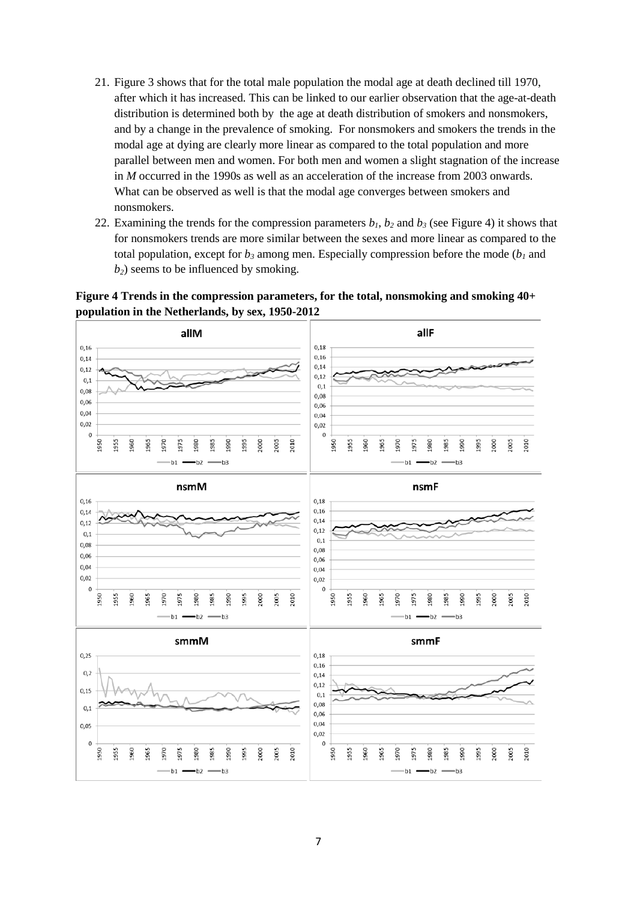21. Figure 3 shows that for the total male population the modal age at death declined till 1970, after which it has increased. This can be linked to our earlier observation that the age-at-death distribution is determined both by the age at death distribution of smokers and nonsmokers, and by a change in the prevalence of smoking. For nonsmokers and smokers the trends in the modal age at dying are clearly more linear as compared to the total population and more parallel between men and women. For both men and women a slight stagnation of the increase in *M* occurred in the 1990s as well as an acceleration of the increase from 2003 onwards. What can be observed as well is that the modal age converges between smokers and nonsmokers.

22. Examining the trends for the compression parameters $b_1$, $b_2$ and $b_3$ (see Figure 4) it shows that for nonsmokers trends are more similar between the sexes and more linear as compared to the total population, except for $b_3$ among men. Especially compression before the mode ($b_1$ and $b_2$) seems to be influenced by smoking.

**Figure 4 Trends in the compression parameters, for the total, nonsmoking and smoking 40+ population in the Netherlands, by sex, 1950-2012**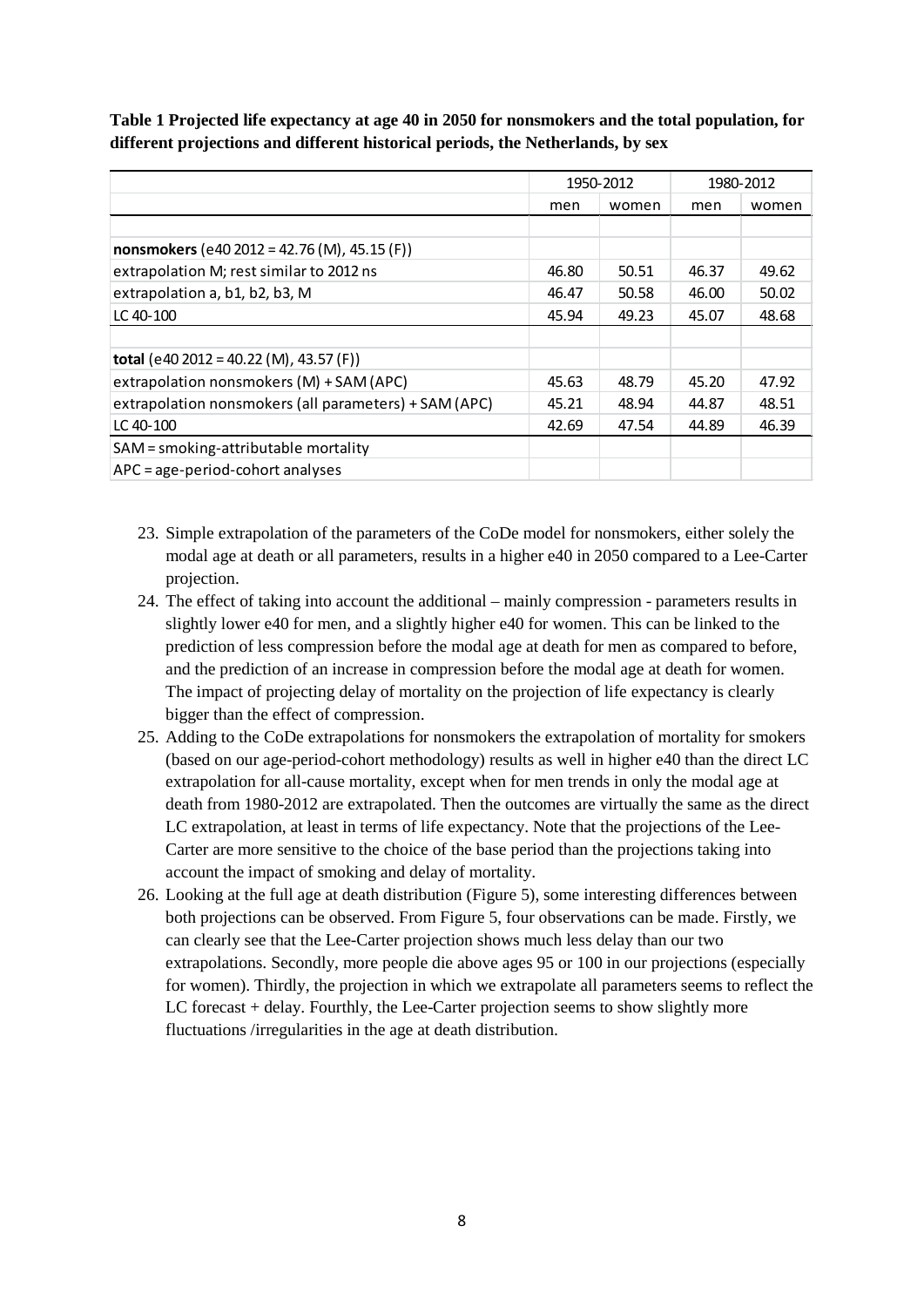**Table 1 Projected life expectancy at age 40 in 2050 for nonsmokers and the total population, for different projections and different historical periods, the Netherlands, by sex**

| | 1950-2012 | | 1980-2012 | |
|---|---|---|---|---|
| | men | women | men | women |
| | | | | |
| **nonsmokers** (e40 2012 = 42.76 (M), 45.15 (F)) | | | | |
| extrapolation M; rest similar to 2012 ns | 46.80 | 50.51 | 46.37 | 49.62 |
| extrapolation a, b1, b2, b3, M | 46.47 | 50.58 | 46.00 | 50.02 |
| LC 40-100 | 45.94 | 49.23 | 45.07 | 48.68 |
| | | | | |
| **total** (e40 2012 = 40.22 (M), 43.57 (F)) | | | | |
| extrapolation nonsmokers (M) + SAM (APC) | 45.63 | 48.79 | 45.20 | 47.92 |
| extrapolation nonsmokers (all parameters) + SAM (APC) | 45.21 | 48.94 | 44.87 | 48.51 |
| LC 40-100 | 42.69 | 47.54 | 44.89 | 46.39 |
| SAM = smoking-attributable mortality | | | | |
| APC = age-period-cohort analyses | | | | |

23. Simple extrapolation of the parameters of the CoDe model for nonsmokers, either solely the modal age at death or all parameters, results in a higher e40 in 2050 compared to a Lee-Carter projection.
24. The effect of taking into account the additional – mainly compression - parameters results in slightly lower e40 for men, and a slightly higher e40 for women. This can be linked to the prediction of less compression before the modal age at death for men as compared to before, and the prediction of an increase in compression before the modal age at death for women. The impact of projecting delay of mortality on the projection of life expectancy is clearly bigger than the effect of compression.
25. Adding to the CoDe extrapolations for nonsmokers the extrapolation of mortality for smokers (based on our age-period-cohort methodology) results as well in higher e40 than the direct LC extrapolation for all-cause mortality, except when for men trends in only the modal age at death from 1980-2012 are extrapolated. Then the outcomes are virtually the same as the direct LC extrapolation, at least in terms of life expectancy. Note that the projections of the Lee-Carter are more sensitive to the choice of the base period than the projections taking into account the impact of smoking and delay of mortality.
26. Looking at the full age at death distribution (Figure 5), some interesting differences between both projections can be observed. From Figure 5, four observations can be made. Firstly, we can clearly see that the Lee-Carter projection shows much less delay than our two extrapolations. Secondly, more people die above ages 95 or 100 in our projections (especially for women). Thirdly, the projection in which we extrapolate all parameters seems to reflect the LC forecast + delay. Fourthly, the Lee-Carter projection seems to show slightly more fluctuations /irregularities in the age at death distribution.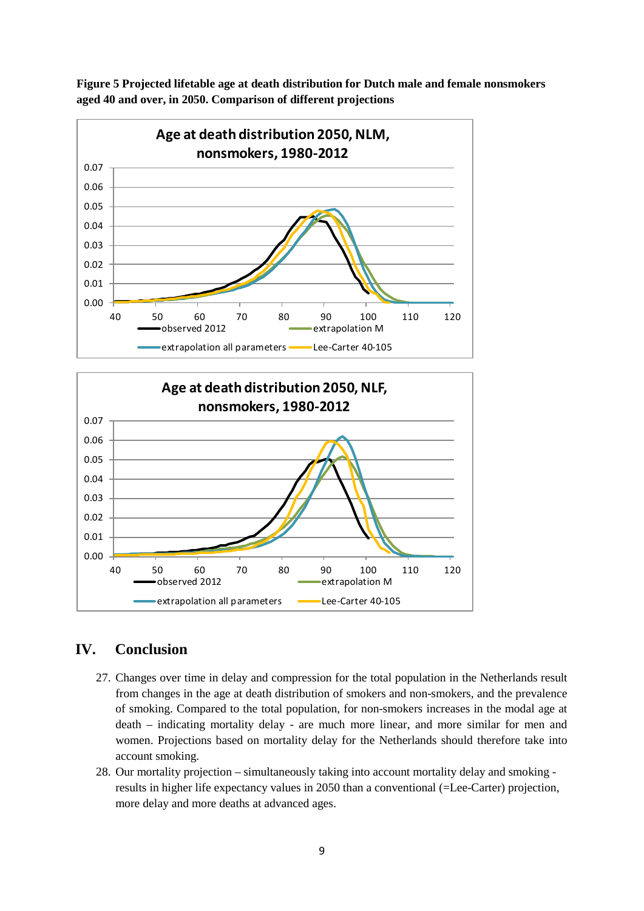**Figure 5 Projected lifetable age at death distribution for Dutch male and female nonsmokers aged 40 and over, in 2050. Comparison of different projections**

## IV. Conclusion

27. Changes over time in delay and compression for the total population in the Netherlands result from changes in the age at death distribution of smokers and non-smokers, and the prevalence of smoking. Compared to the total population, for non-smokers increases in the modal age at death – indicating mortality delay - are much more linear, and more similar for men and women. Projections based on mortality delay for the Netherlands should therefore take into account smoking.
28. Our mortality projection – simultaneously taking into account mortality delay and smoking - results in higher life expectancy values in 2050 than a conventional (=Lee-Carter) projection, more delay and more deaths at advanced ages.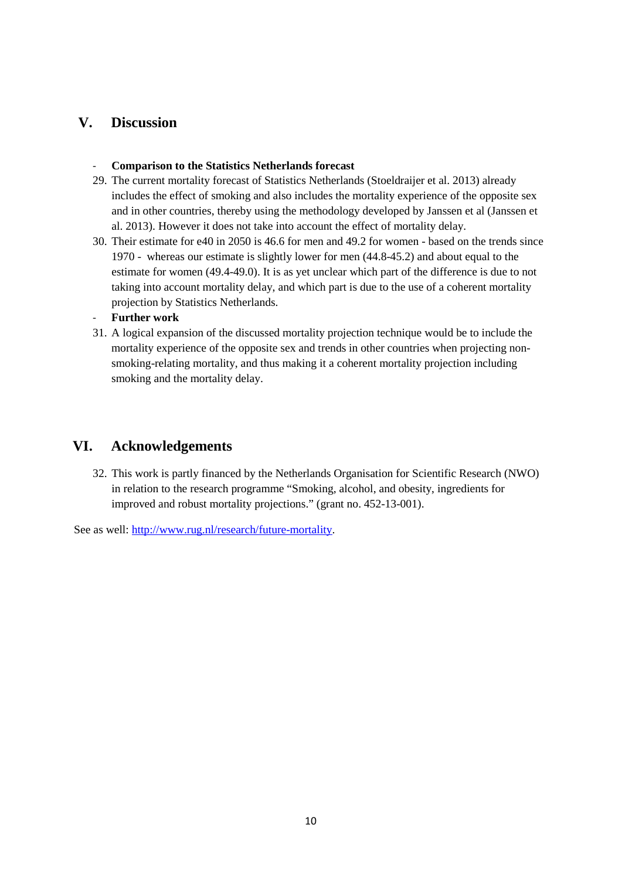## V. Discussion

- **Comparison to the Statistics Netherlands forecast**

29. The current mortality forecast of Statistics Netherlands (Stoeldraijer et al. 2013) already includes the effect of smoking and also includes the mortality experience of the opposite sex and in other countries, thereby using the methodology developed by Janssen et al (Janssen et al. 2013). However it does not take into account the effect of mortality delay.
30. Their estimate for e40 in 2050 is 46.6 for men and 49.2 for women - based on the trends since 1970 - whereas our estimate is slightly lower for men (44.8-45.2) and about equal to the estimate for women (49.4-49.0). It is as yet unclear which part of the difference is due to not taking into account mortality delay, and which part is due to the use of a coherent mortality projection by Statistics Netherlands.

- **Further work**

31. A logical expansion of the discussed mortality projection technique would be to include the mortality experience of the opposite sex and trends in other countries when projecting non-smoking-relating mortality, and thus making it a coherent mortality projection including smoking and the mortality delay.

## VI. Acknowledgements

32. This work is partly financed by the Netherlands Organisation for Scientific Research (NWO) in relation to the research programme "Smoking, alcohol, and obesity, ingredients for improved and robust mortality projections." (grant no. 452-13-001).

See as well: [http://www.rug.nl/research/future-mortality](http://www.rug.nl/research/future-mortality).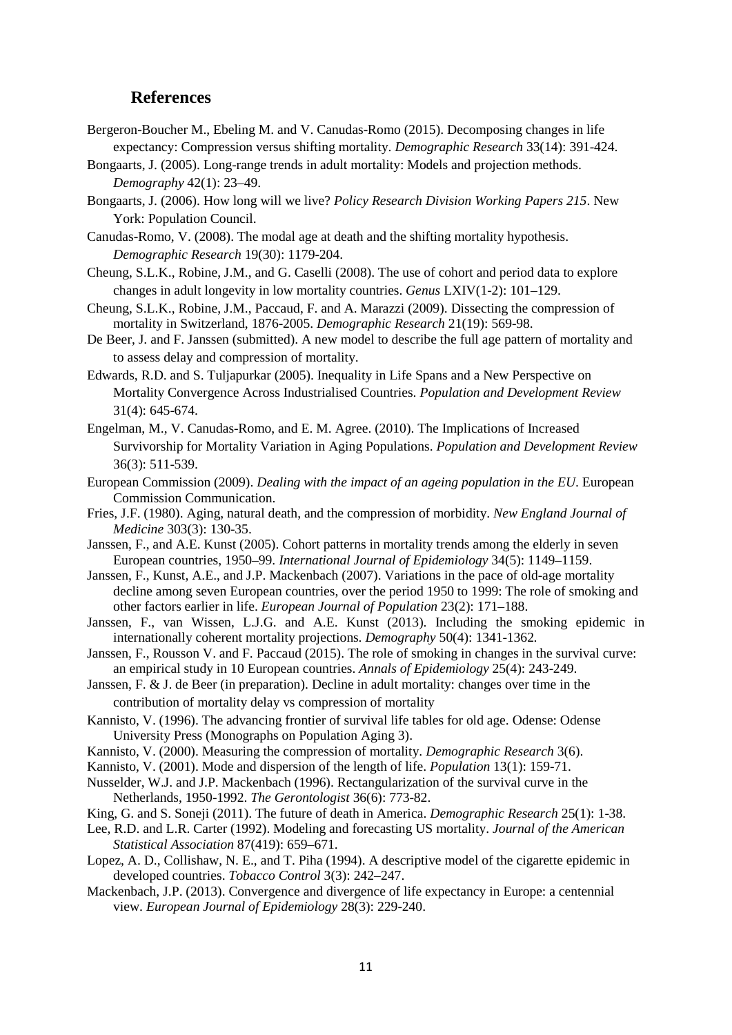## References

Bergeron-Boucher M., Ebeling M. and V. Canudas-Romo (2015). Decomposing changes in life expectancy: Compression versus shifting mortality. *Demographic Research* 33(14): 391-424.

Bongaarts, J. (2005). Long-range trends in adult mortality: Models and projection methods. *Demography* 42(1): 23–49.

Bongaarts, J. (2006). How long will we live? *Policy Research Division Working Papers 215*. New York: Population Council.

Canudas-Romo, V. (2008). The modal age at death and the shifting mortality hypothesis. *Demographic Research* 19(30): 1179-204.

Cheung, S.L.K., Robine, J.M., and G. Caselli (2008). The use of cohort and period data to explore changes in adult longevity in low mortality countries. *Genus* LXIV(1-2): 101–129.

Cheung, S.L.K., Robine, J.M., Paccaud, F. and A. Marazzi (2009). Dissecting the compression of mortality in Switzerland, 1876-2005. *Demographic Research* 21(19): 569-98.

De Beer, J. and F. Janssen (submitted). A new model to describe the full age pattern of mortality and to assess delay and compression of mortality.

Edwards, R.D. and S. Tuljapurkar (2005). Inequality in Life Spans and a New Perspective on Mortality Convergence Across Industrialised Countries. *Population and Development Review* 31(4): 645-674.

Engelman, M., V. Canudas-Romo, and E. M. Agree. (2010). The Implications of Increased Survivorship for Mortality Variation in Aging Populations. *Population and Development Review* 36(3): 511-539.

European Commission (2009). *Dealing with the impact of an ageing population in the EU*. European Commission Communication.

Fries, J.F. (1980). Aging, natural death, and the compression of morbidity. *New England Journal of Medicine* 303(3): 130-35.

Janssen, F., and A.E. Kunst (2005). Cohort patterns in mortality trends among the elderly in seven European countries, 1950–99. *International Journal of Epidemiology* 34(5): 1149–1159.

Janssen, F., Kunst, A.E., and J.P. Mackenbach (2007). Variations in the pace of old-age mortality decline among seven European countries, over the period 1950 to 1999: The role of smoking and other factors earlier in life. *European Journal of Population* 23(2): 171–188.

Janssen, F., van Wissen, L.J.G. and A.E. Kunst (2013). Including the smoking epidemic in internationally coherent mortality projections. *Demography* 50(4): 1341-1362.

Janssen, F., Rousson V. and F. Paccaud (2015). The role of smoking in changes in the survival curve: an empirical study in 10 European countries. *Annals of Epidemiology* 25(4): 243-249.

Janssen, F. & J. de Beer (in preparation). Decline in adult mortality: changes over time in the contribution of mortality delay vs compression of mortality

Kannisto, V. (1996). The advancing frontier of survival life tables for old age. Odense: Odense University Press (Monographs on Population Aging 3).

Kannisto, V. (2000). Measuring the compression of mortality. *Demographic Research* 3(6).

Kannisto, V. (2001). Mode and dispersion of the length of life. *Population* 13(1): 159-71.

Nusselder, W.J. and J.P. Mackenbach (1996). Rectangularization of the survival curve in the Netherlands, 1950-1992. *The Gerontologist* 36(6): 773-82.

King, G. and S. Soneji (2011). The future of death in America. *Demographic Research* 25(1): 1-38.

Lee, R.D. and L.R. Carter (1992). Modeling and forecasting US mortality. *Journal of the American Statistical Association* 87(419): 659–671.

Lopez, A. D., Collishaw, N. E., and T. Piha (1994). A descriptive model of the cigarette epidemic in developed countries. *Tobacco Control* 3(3): 242–247.

Mackenbach, J.P. (2013). Convergence and divergence of life expectancy in Europe: a centennial view. *European Journal of Epidemiology* 28(3): 229-240.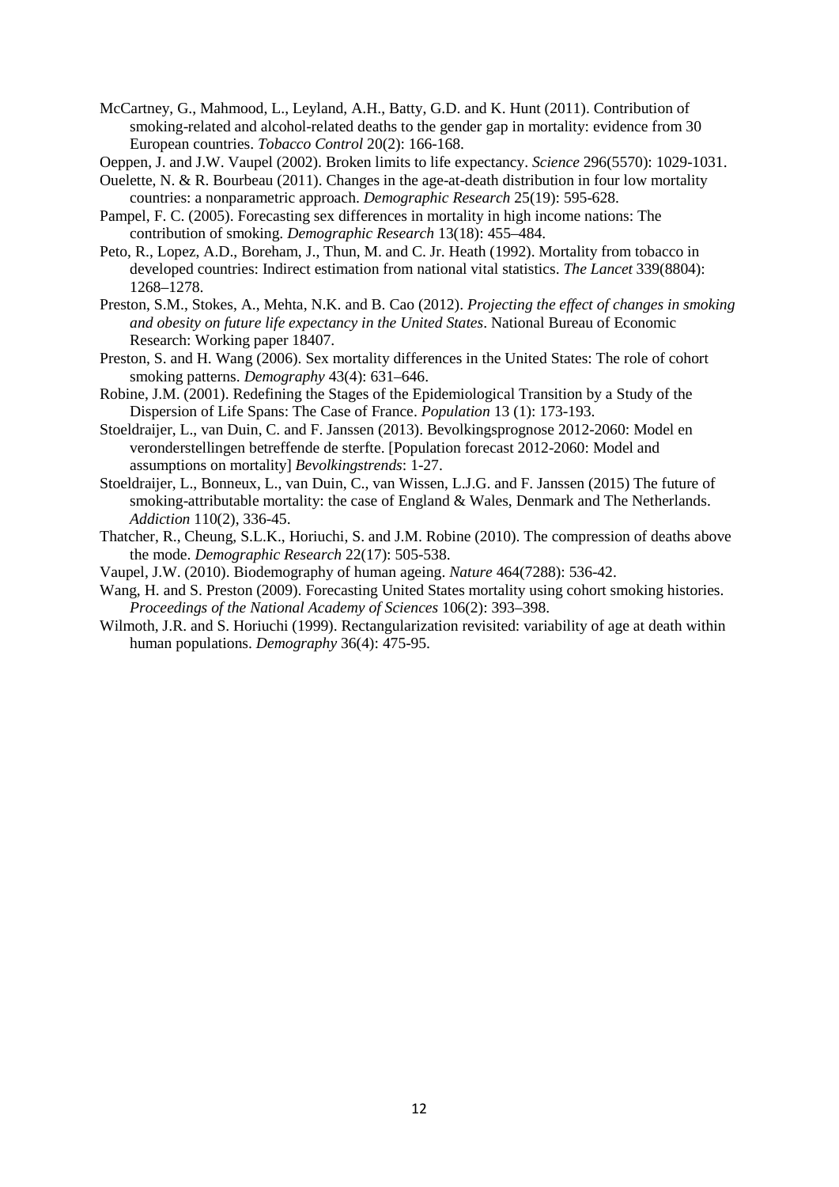McCartney, G., Mahmood, L., Leyland, A.H., Batty, G.D. and K. Hunt (2011). Contribution of smoking-related and alcohol-related deaths to the gender gap in mortality: evidence from 30 European countries. *Tobacco Control* 20(2): 166-168.

Oeppen, J. and J.W. Vaupel (2002). Broken limits to life expectancy. *Science* 296(5570): 1029-1031.

Ouelette, N. & R. Bourbeau (2011). Changes in the age-at-death distribution in four low mortality countries: a nonparametric approach. *Demographic Research* 25(19): 595-628.

Pampel, F. C. (2005). Forecasting sex differences in mortality in high income nations: The contribution of smoking. *Demographic Research* 13(18): 455–484.

Peto, R., Lopez, A.D., Boreham, J., Thun, M. and C. Jr. Heath (1992). Mortality from tobacco in developed countries: Indirect estimation from national vital statistics. *The Lancet* 339(8804): 1268–1278.

Preston, S.M., Stokes, A., Mehta, N.K. and B. Cao (2012). *Projecting the effect of changes in smoking and obesity on future life expectancy in the United States*. National Bureau of Economic Research: Working paper 18407.

Preston, S. and H. Wang (2006). Sex mortality differences in the United States: The role of cohort smoking patterns. *Demography* 43(4): 631–646.

Robine, J.M. (2001). Redefining the Stages of the Epidemiological Transition by a Study of the Dispersion of Life Spans: The Case of France. *Population* 13 (1): 173-193.

Stoeldraijer, L., van Duin, C. and F. Janssen (2013). Bevolkingsprognose 2012-2060: Model en veronderstellingen betreffende de sterfte. [Population forecast 2012-2060: Model and assumptions on mortality] *Bevolkingstrends*: 1-27.

Stoeldraijer, L., Bonneux, L., van Duin, C., van Wissen, L.J.G. and F. Janssen (2015) The future of smoking-attributable mortality: the case of England & Wales, Denmark and The Netherlands. *Addiction* 110(2), 336-45.

Thatcher, R., Cheung, S.L.K., Horiuchi, S. and J.M. Robine (2010). The compression of deaths above the mode. *Demographic Research* 22(17): 505-538.

Vaupel, J.W. (2010). Biodemography of human ageing. *Nature* 464(7288): 536-42.

Wang, H. and S. Preston (2009). Forecasting United States mortality using cohort smoking histories. *Proceedings of the National Academy of Sciences* 106(2): 393–398.

Wilmoth, J.R. and S. Horiuchi (1999). Rectangularization revisited: variability of age at death within human populations. *Demography* 36(4): 475-95.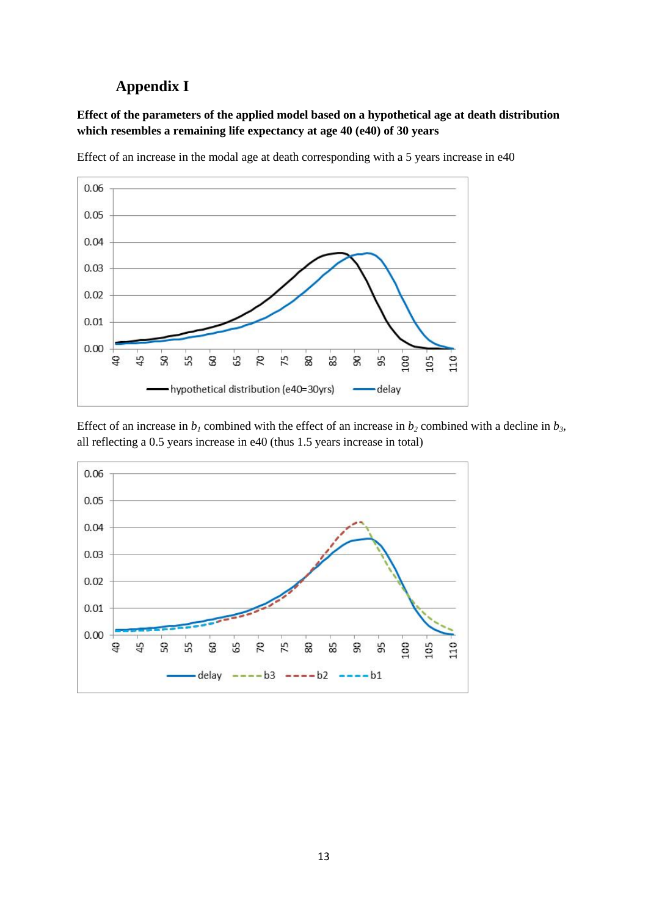## Appendix I

**Effect of the parameters of the applied model based on a hypothetical age at death distribution which resembles a remaining life expectancy at age 40 (e40) of 30 years**

Effect of an increase in the modal age at death corresponding with a 5 years increase in e40

Effect of an increase in $b_1$ combined with the effect of an increase in $b_2$ combined with a decline in $b_3$, all reflecting a 0.5 years increase in e40 (thus 1.5 years increase in total)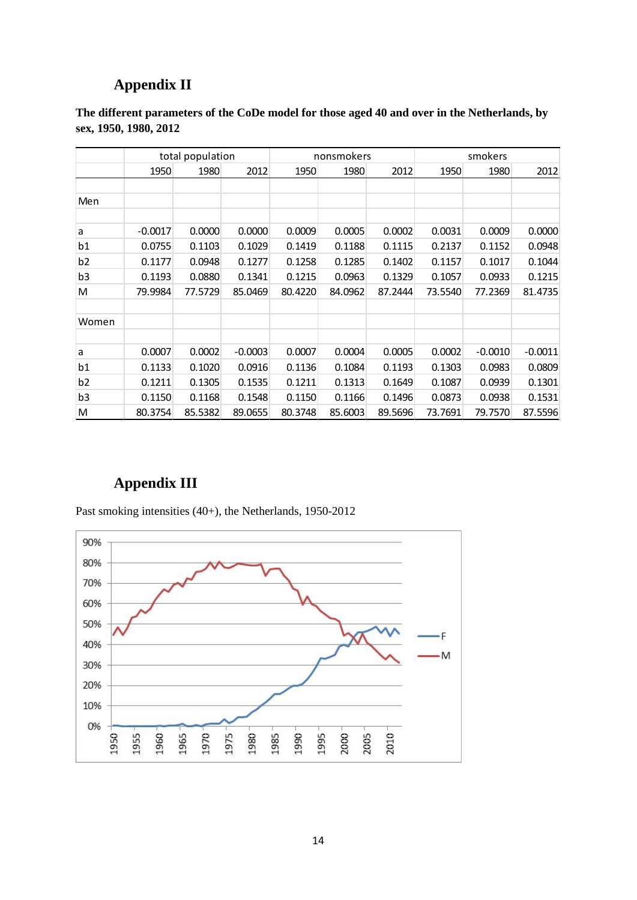## Appendix II

**The different parameters of the CoDe model for those aged 40 and over in the Netherlands, by sex, 1950, 1980, 2012**

| | total population | | | nonsmokers | | | smokers | | |
|---|---|---|---|---|---|---|---|---|---|
| | 1950 | 1980 | 2012 | 1950 | 1980 | 2012 | 1950 | 1980 | 2012 |
| Men | | | | | | | | | |
| a | -0.0017 | 0.0000 | 0.0000 | 0.0009 | 0.0005 | 0.0002 | 0.0031 | 0.0009 | 0.0000 |
| b1 | 0.0755 | 0.1103 | 0.1029 | 0.1419 | 0.1188 | 0.1115 | 0.2137 | 0.1152 | 0.0948 |
| b2 | 0.1177 | 0.0948 | 0.1277 | 0.1258 | 0.1285 | 0.1402 | 0.1157 | 0.1017 | 0.1044 |
| b3 | 0.1193 | 0.0880 | 0.1341 | 0.1215 | 0.0963 | 0.1329 | 0.1057 | 0.0933 | 0.1215 |
| M | 79.9984 | 77.5729 | 85.0469 | 80.4220 | 84.0962 | 87.2444 | 73.5540 | 77.2369 | 81.4735 |
| Women | | | | | | | | | |
| a | 0.0007 | 0.0002 | -0.0003 | 0.0007 | 0.0004 | 0.0005 | 0.0002 | -0.0010 | -0.0011 |
| b1 | 0.1133 | 0.1020 | 0.0916 | 0.1136 | 0.1084 | 0.1193 | 0.1303 | 0.0983 | 0.0809 |
| b2 | 0.1211 | 0.1305 | 0.1535 | 0.1211 | 0.1313 | 0.1649 | 0.1087 | 0.0939 | 0.1301 |
| b3 | 0.1150 | 0.1168 | 0.1548 | 0.1150 | 0.1166 | 0.1496 | 0.0873 | 0.0938 | 0.1531 |
| M | 80.3754 | 85.5382 | 89.0655 | 80.3748 | 85.6003 | 89.5696 | 73.7691 | 79.7570 | 87.5596 |

## Appendix III

Past smoking intensities (40+), the Netherlands, 1950-2012

90%
80%
70%
60%
50%
40%
30%
20%
10%
0%

1950 1955 1960 1965 1970 1975 1980 1985 1990 1995 2000 2005 2010

F
M